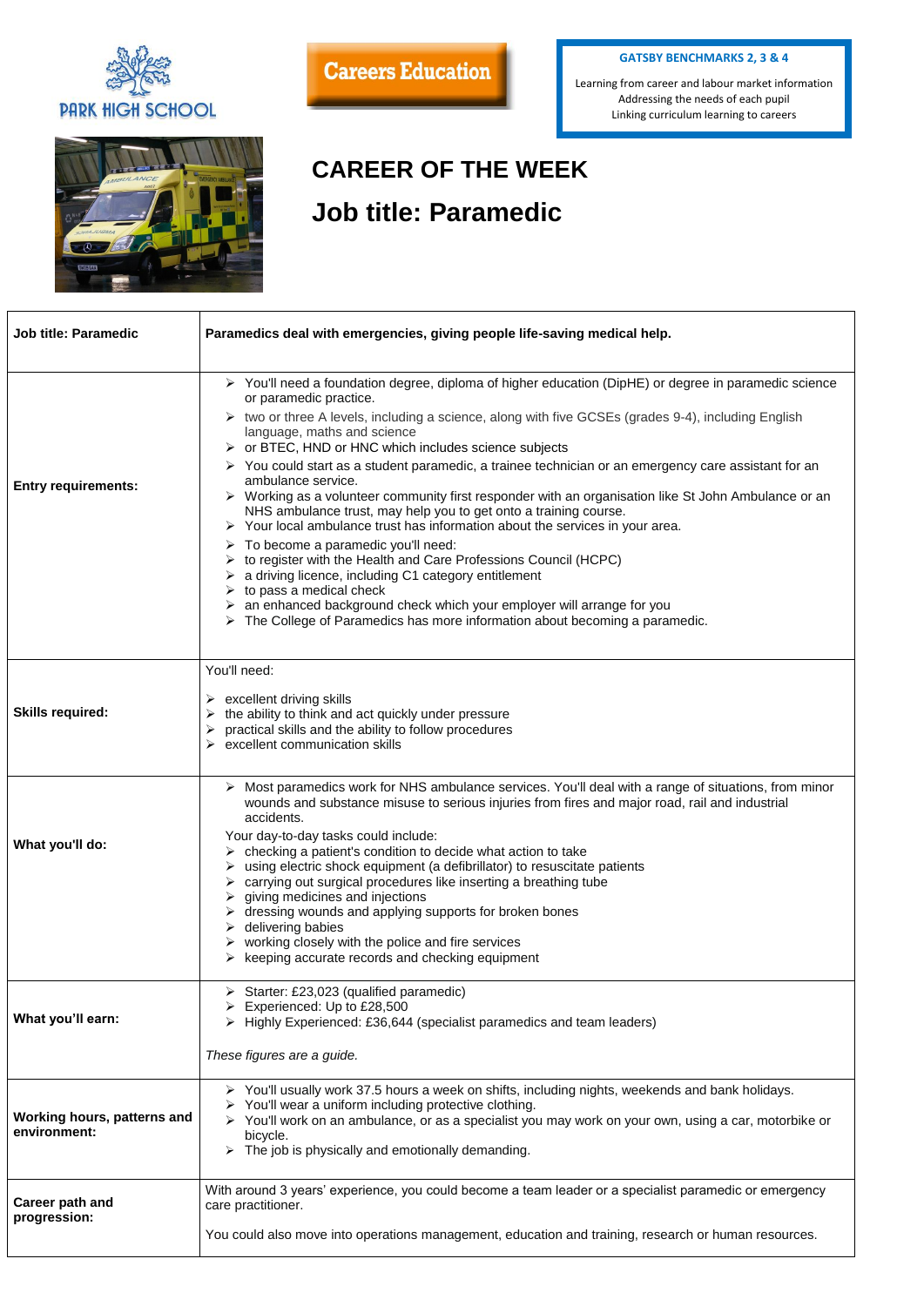PARK HIGH SCHOOL

**Careers Education**

**GATSBY BENCHMARKS 2, 3 & 4**

Learning from career and labour market information
Addressing the needs of each pupil
Linking curriculum learning to careers

# CAREER OF THE WEEK

# Job title: Paramedic

| **Job title: Paramedic** | **Paramedics deal with emergencies, giving people life-saving medical help.** |
|---|---|
| **Entry requirements:** | ➢ You'll need a foundation degree, diploma of higher education (DipHE) or degree in paramedic science or paramedic practice.<br>➢ two or three A levels, including a science, along with five GCSEs (grades 9-4), including English language, maths and science<br>➢ or BTEC, HND or HNC which includes science subjects<br>➢ You could start as a student paramedic, a trainee technician or an emergency care assistant for an ambulance service.<br>➢ Working as a volunteer community first responder with an organisation like St John Ambulance or an NHS ambulance trust, may help you to get onto a training course.<br>➢ Your local ambulance trust has information about the services in your area.<br>➢ To become a paramedic you'll need:<br>➢ to register with the Health and Care Professions Council (HCPC)<br>➢ a driving licence, including C1 category entitlement<br>➢ to pass a medical check<br>➢ an enhanced background check which your employer will arrange for you<br>➢ The College of Paramedics has more information about becoming a paramedic. |
| **Skills required:** | You'll need:<br>➢ excellent driving skills<br>➢ the ability to think and act quickly under pressure<br>➢ practical skills and the ability to follow procedures<br>➢ excellent communication skills |
| **What you'll do:** | ➢ Most paramedics work for NHS ambulance services. You'll deal with a range of situations, from minor wounds and substance misuse to serious injuries from fires and major road, rail and industrial accidents.<br>Your day-to-day tasks could include:<br>➢ checking a patient's condition to decide what action to take<br>➢ using electric shock equipment (a defibrillator) to resuscitate patients<br>➢ carrying out surgical procedures like inserting a breathing tube<br>➢ giving medicines and injections<br>➢ dressing wounds and applying supports for broken bones<br>➢ delivering babies<br>➢ working closely with the police and fire services<br>➢ keeping accurate records and checking equipment |
| **What you'll earn:** | ➢ Starter: £23,023 (qualified paramedic)<br>➢ Experienced: Up to £28,500<br>➢ Highly Experienced: £36,644 (specialist paramedics and team leaders)<br><br>*These figures are a guide.* |
| **Working hours, patterns and environment:** | ➢ You'll usually work 37.5 hours a week on shifts, including nights, weekends and bank holidays.<br>➢ You'll wear a uniform including protective clothing.<br>➢ You'll work on an ambulance, or as a specialist you may work on your own, using a car, motorbike or bicycle.<br>➢ The job is physically and emotionally demanding. |
| **Career path and progression:** | With around 3 years' experience, you could become a team leader or a specialist paramedic or emergency care practitioner.<br><br>You could also move into operations management, education and training, research or human resources. |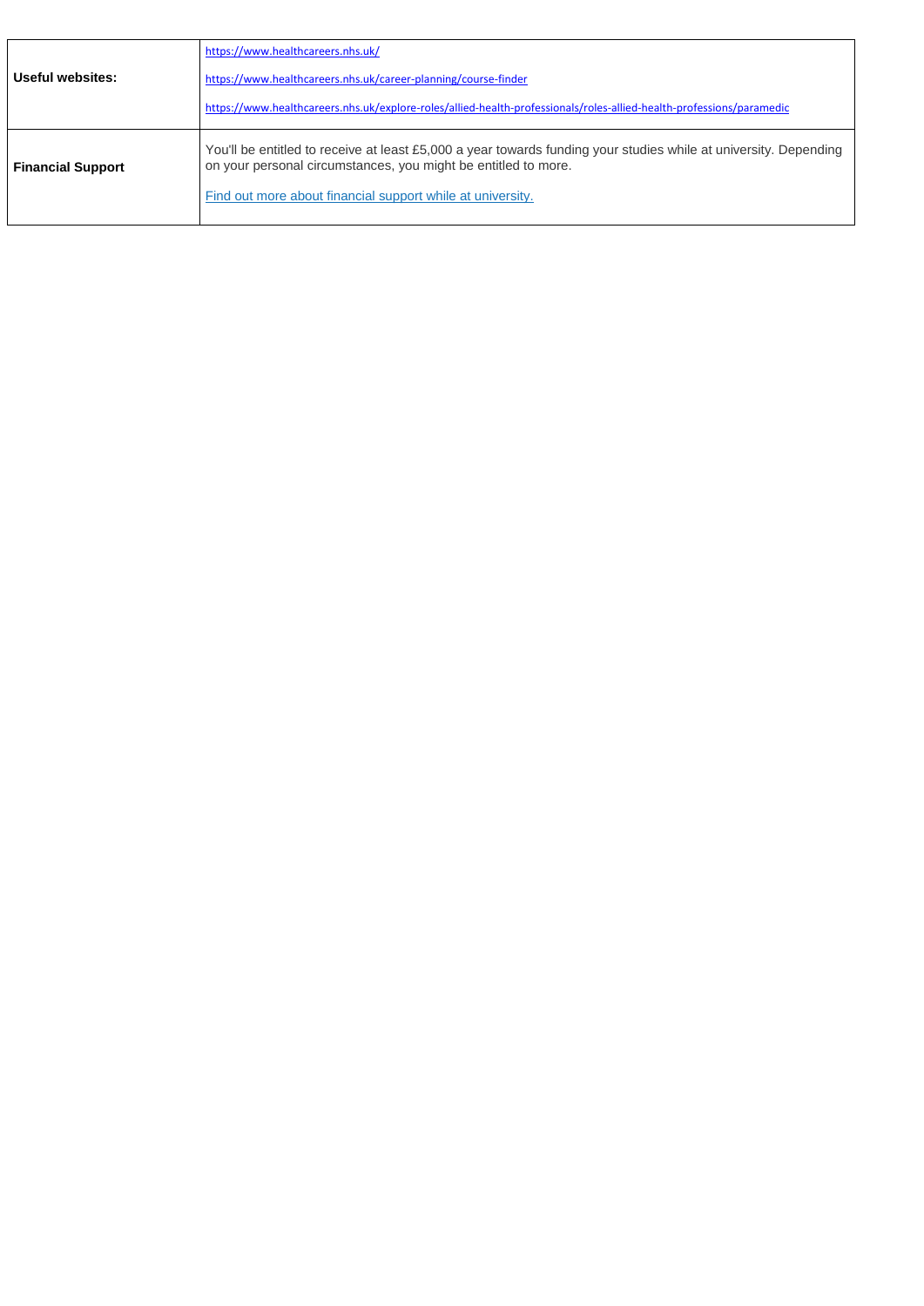| | |
|---|---|
| **Useful websites:** | https://www.healthcareers.nhs.uk/<br><br>https://www.healthcareers.nhs.uk/career-planning/course-finder<br><br>https://www.healthcareers.nhs.uk/explore-roles/allied-health-professionals/roles-allied-health-professions/paramedic |
| **Financial Support** | You'll be entitled to receive at least £5,000 a year towards funding your studies while at university. Depending on your personal circumstances, you might be entitled to more.<br><br>Find out more about financial support while at university. |